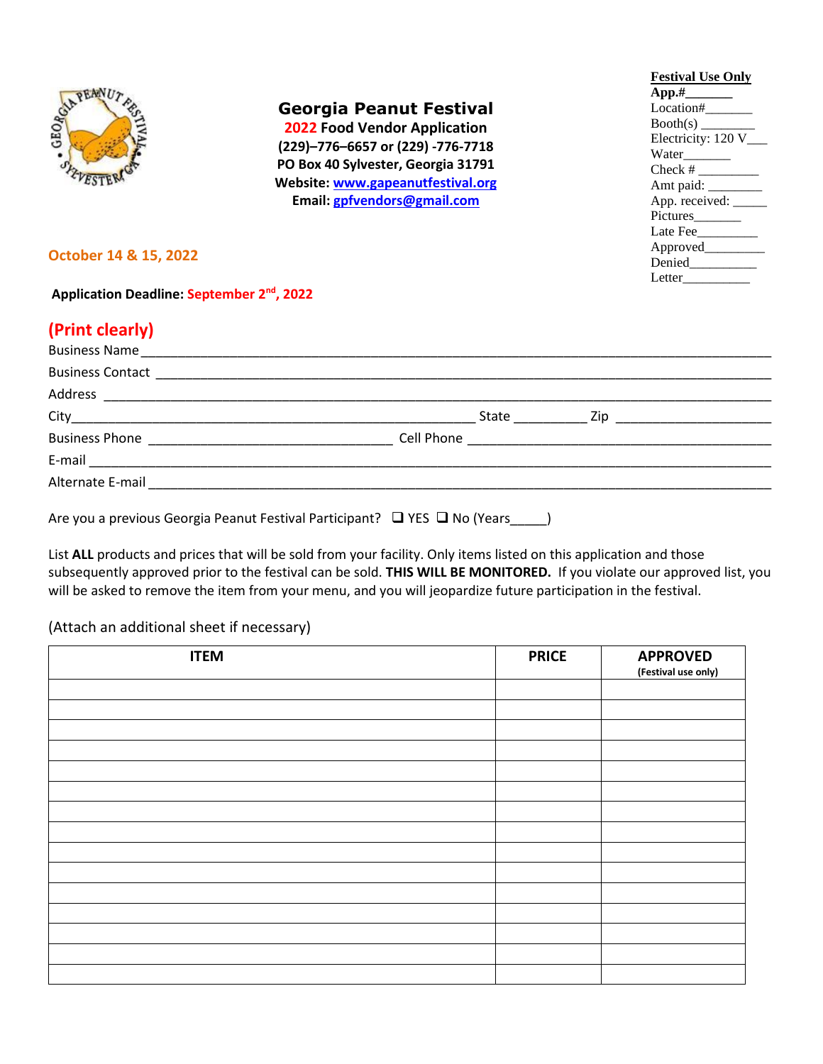# Georgia Peanut Festival

**2022 Food Vendor Application**
**(229)–776–6657 or (229) -776-7718**
**PO Box 40 Sylvester, Georgia 31791**
**Website: www.gapeanutfestival.org**
**Email: gpfvendors@gmail.com**

**Festival Use Only**
**App.#_______**
Location#_______
Booth(s) ________
Electricity: 120 V___
Water_______
Check # _________
Amt paid: ________
App. received: _____
Pictures_______
Late Fee_________
Approved________
Denied__________
Letter__________

**October 14 & 15, 2022**

**Application Deadline: September 2nd, 2022**

## (Print clearly)

Business Name ______________________________________________________________________________

Business Contact ____________________________________________________________________________

Address ____________________________________________________________________________________

City_____________________________________________________ State __________ Zip ____________________

Business Phone _________________________________ Cell Phone _________________________________________

E-mail ______________________________________________________________________________________

Alternate E-mail _____________________________________________________________________________

Are you a previous Georgia Peanut Festival Participant? ❑ YES ❑ No (Years_____)

List **ALL** products and prices that will be sold from your facility. Only items listed on this application and those subsequently approved prior to the festival can be sold. **THIS WILL BE MONITORED.** If you violate our approved list, you will be asked to remove the item from your menu, and you will jeopardize future participation in the festival.

(Attach an additional sheet if necessary)

| ITEM | PRICE | APPROVED (Festival use only) |
|---|---|---|
| | | |
| | | |
| | | |
| | | |
| | | |
| | | |
| | | |
| | | |
| | | |
| | | |
| | | |
| | | |
| | | |
| | | |
| | | |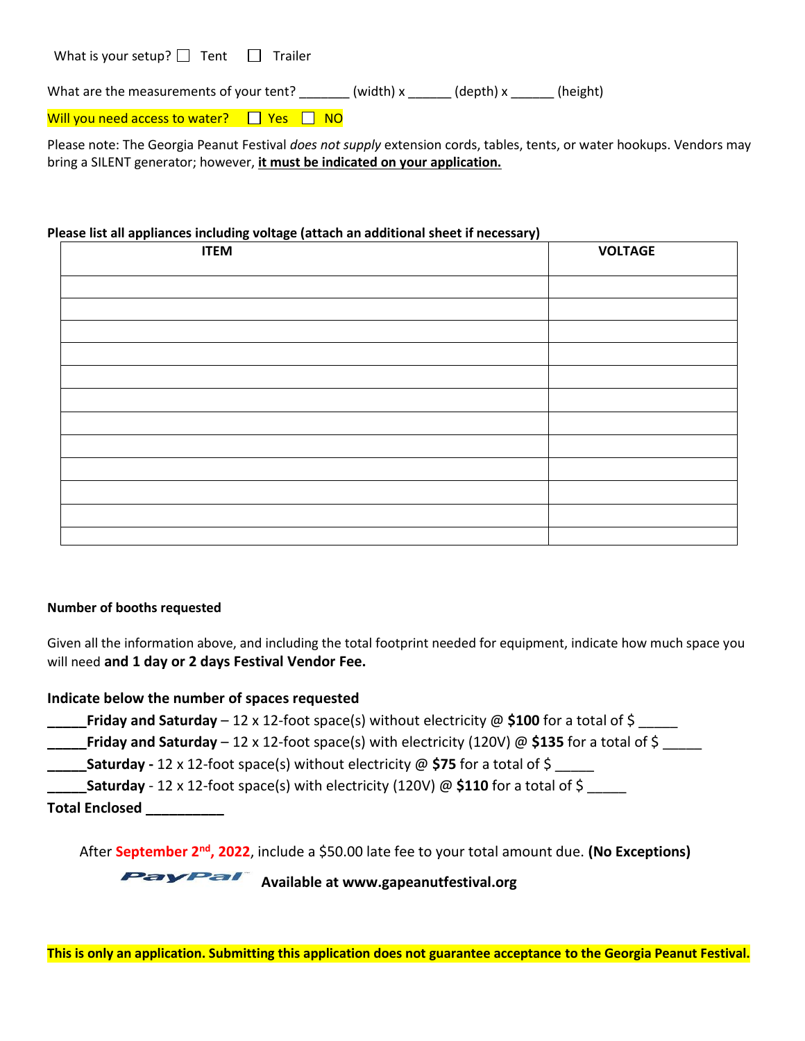What is your setup? ☐ Tent ☐ Trailer

What are the measurements of your tent? _______ (width) x ______ (depth) x ______ (height)

Will you need access to water? ☐ Yes ☐ NO

Please note: The Georgia Peanut Festival *does not supply* extension cords, tables, tents, or water hookups. Vendors may bring a SILENT generator; however, **it must be indicated on your application.**

**Please list all appliances including voltage (attach an additional sheet if necessary)**

| ITEM | VOLTAGE |
|---|---|
| | |
| | |
| | |
| | |
| | |
| | |
| | |
| | |
| | |
| | |
| | |
| | |

**Number of booths requested**

Given all the information above, and including the total footprint needed for equipment, indicate how much space you will need **and 1 day or 2 days Festival Vendor Fee.**

**Indicate below the number of spaces requested**

_____**Friday and Saturday** – 12 x 12-foot space(s) without electricity @ **$100** for a total of $ _____

_____**Friday and Saturday** – 12 x 12-foot space(s) with electricity (120V) @ **$135** for a total of $ _____

_____**Saturday -** 12 x 12-foot space(s) without electricity @ **$75** for a total of $ _____

_____**Saturday** - 12 x 12-foot space(s) with electricity (120V) @ **$110** for a total of $ _____

**Total Enclosed __________**

After **September 2nd, 2022**, include a $50.00 late fee to your total amount due. **(No Exceptions)**

PayPal **Available at www.gapeanutfestival.org**

**This is only an application. Submitting this application does not guarantee acceptance to the Georgia Peanut Festival.**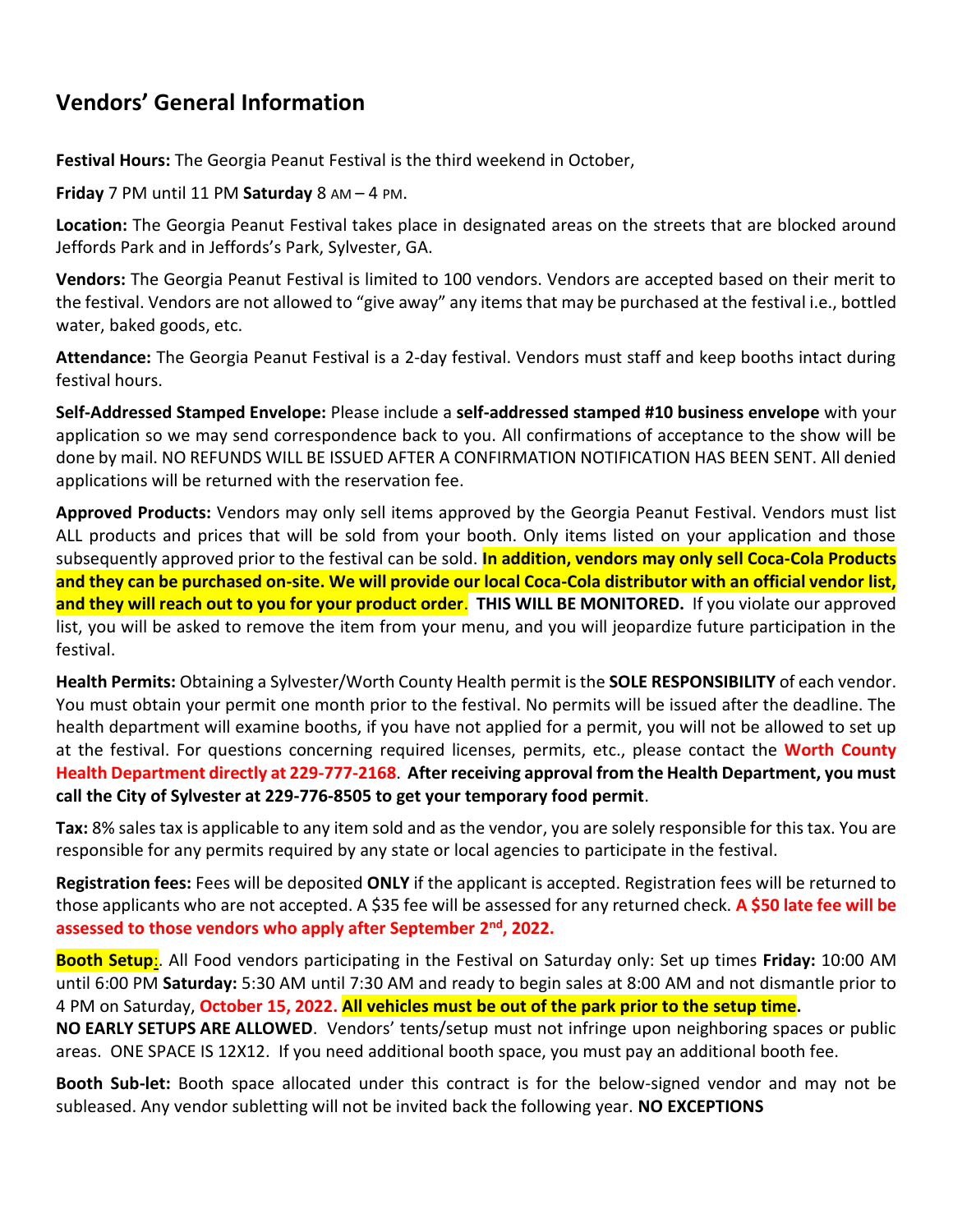## Vendors' General Information

**Festival Hours:** The Georgia Peanut Festival is the third weekend in October,

**Friday** 7 PM until 11 PM **Saturday** 8 AM – 4 PM.

**Location:** The Georgia Peanut Festival takes place in designated areas on the streets that are blocked around Jeffords Park and in Jeffords's Park, Sylvester, GA.

**Vendors:** The Georgia Peanut Festival is limited to 100 vendors. Vendors are accepted based on their merit to the festival. Vendors are not allowed to "give away" any items that may be purchased at the festival i.e., bottled water, baked goods, etc.

**Attendance:** The Georgia Peanut Festival is a 2-day festival. Vendors must staff and keep booths intact during festival hours.

**Self-Addressed Stamped Envelope:** Please include a **self-addressed stamped #10 business envelope** with your application so we may send correspondence back to you. All confirmations of acceptance to the show will be done by mail. NO REFUNDS WILL BE ISSUED AFTER A CONFIRMATION NOTIFICATION HAS BEEN SENT. All denied applications will be returned with the reservation fee.

**Approved Products:** Vendors may only sell items approved by the Georgia Peanut Festival. Vendors must list ALL products and prices that will be sold from your booth. Only items listed on your application and those subsequently approved prior to the festival can be sold. **In addition, vendors may only sell Coca-Cola Products and they can be purchased on-site. We will provide our local Coca-Cola distributor with an official vendor list, and they will reach out to you for your product order**. **THIS WILL BE MONITORED.** If you violate our approved list, you will be asked to remove the item from your menu, and you will jeopardize future participation in the festival.

**Health Permits:** Obtaining a Sylvester/Worth County Health permit is the **SOLE RESPONSIBILITY** of each vendor. You must obtain your permit one month prior to the festival. No permits will be issued after the deadline. The health department will examine booths, if you have not applied for a permit, you will not be allowed to set up at the festival. For questions concerning required licenses, permits, etc., please contact the **Worth County Health Department directly at 229-777-2168**. **After receiving approval from the Health Department, you must call the City of Sylvester at 229-776-8505 to get your temporary food permit**.

**Tax:** 8% sales tax is applicable to any item sold and as the vendor, you are solely responsible for this tax. You are responsible for any permits required by any state or local agencies to participate in the festival.

**Registration fees:** Fees will be deposited **ONLY** if the applicant is accepted. Registration fees will be returned to those applicants who are not accepted. A $35 fee will be assessed for any returned check. **A $50 late fee will be assessed to those vendors who apply after September 2nd, 2022.**

**Booth Setup**:. All Food vendors participating in the Festival on Saturday only: Set up times **Friday:** 10:00 AM until 6:00 PM **Saturday:** 5:30 AM until 7:30 AM and ready to begin sales at 8:00 AM and not dismantle prior to 4 PM on Saturday, **October 15, 2022**. **All vehicles must be out of the park prior to the setup time.**

**NO EARLY SETUPS ARE ALLOWED**. Vendors' tents/setup must not infringe upon neighboring spaces or public areas. ONE SPACE IS 12X12. If you need additional booth space, you must pay an additional booth fee.

**Booth Sub-let:** Booth space allocated under this contract is for the below-signed vendor and may not be subleased. Any vendor subletting will not be invited back the following year. **NO EXCEPTIONS**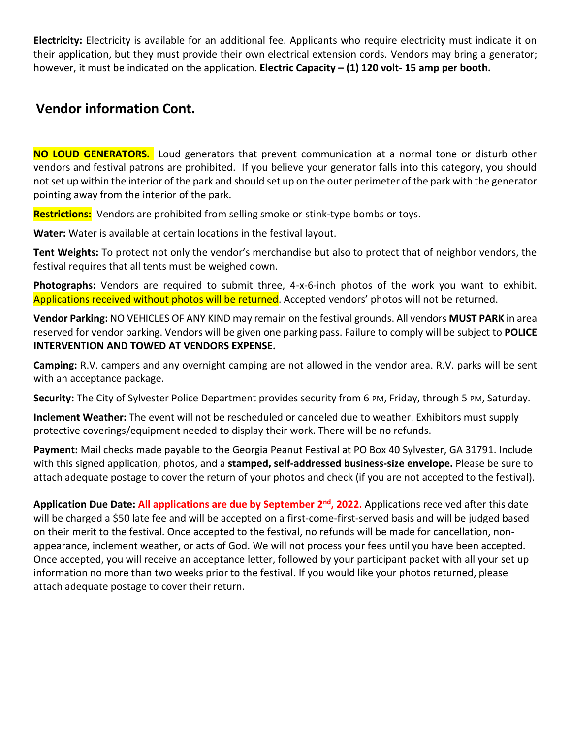**Electricity:** Electricity is available for an additional fee. Applicants who require electricity must indicate it on their application, but they must provide their own electrical extension cords. Vendors may bring a generator; however, it must be indicated on the application. **Electric Capacity – (1) 120 volt- 15 amp per booth.**

## Vendor information Cont.

**NO LOUD GENERATORS.** Loud generators that prevent communication at a normal tone or disturb other vendors and festival patrons are prohibited. If you believe your generator falls into this category, you should not set up within the interior of the park and should set up on the outer perimeter of the park with the generator pointing away from the interior of the park.

**Restrictions:** Vendors are prohibited from selling smoke or stink-type bombs or toys.

**Water:** Water is available at certain locations in the festival layout.

**Tent Weights:** To protect not only the vendor's merchandise but also to protect that of neighbor vendors, the festival requires that all tents must be weighed down.

**Photographs:** Vendors are required to submit three, 4-x-6-inch photos of the work you want to exhibit. Applications received without photos will be returned. Accepted vendors' photos will not be returned.

**Vendor Parking:** NO VEHICLES OF ANY KIND may remain on the festival grounds. All vendors **MUST PARK** in area reserved for vendor parking. Vendors will be given one parking pass. Failure to comply will be subject to **POLICE INTERVENTION AND TOWED AT VENDORS EXPENSE.**

**Camping:** R.V. campers and any overnight camping are not allowed in the vendor area. R.V. parks will be sent with an acceptance package.

**Security:** The City of Sylvester Police Department provides security from 6 PM, Friday, through 5 PM, Saturday.

**Inclement Weather:** The event will not be rescheduled or canceled due to weather. Exhibitors must supply protective coverings/equipment needed to display their work. There will be no refunds.

**Payment:** Mail checks made payable to the Georgia Peanut Festival at PO Box 40 Sylvester, GA 31791. Include with this signed application, photos, and a **stamped, self-addressed business-size envelope.** Please be sure to attach adequate postage to cover the return of your photos and check (if you are not accepted to the festival).

**Application Due Date: All applications are due by September 2nd, 2022.** Applications received after this date will be charged a $50 late fee and will be accepted on a first-come-first-served basis and will be judged based on their merit to the festival. Once accepted to the festival, no refunds will be made for cancellation, non-appearance, inclement weather, or acts of God. We will not process your fees until you have been accepted. Once accepted, you will receive an acceptance letter, followed by your participant packet with all your set up information no more than two weeks prior to the festival. If you would like your photos returned, please attach adequate postage to cover their return.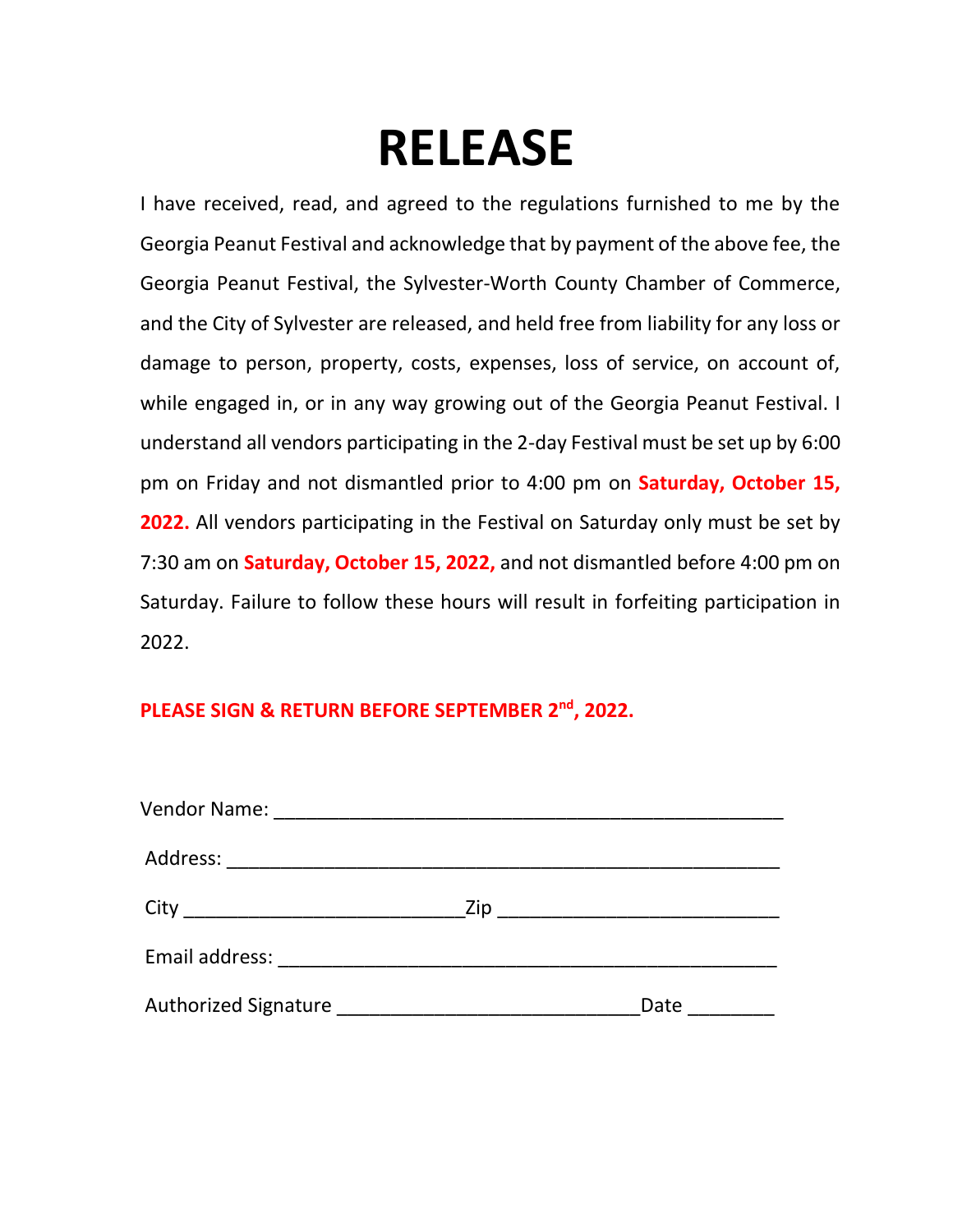# RELEASE

I have received, read, and agreed to the regulations furnished to me by the Georgia Peanut Festival and acknowledge that by payment of the above fee, the Georgia Peanut Festival, the Sylvester-Worth County Chamber of Commerce, and the City of Sylvester are released, and held free from liability for any loss or damage to person, property, costs, expenses, loss of service, on account of, while engaged in, or in any way growing out of the Georgia Peanut Festival. I understand all vendors participating in the 2-day Festival must be set up by 6:00 pm on Friday and not dismantled prior to 4:00 pm on **Saturday, October 15, 2022.** All vendors participating in the Festival on Saturday only must be set by 7:30 am on **Saturday, October 15, 2022,** and not dismantled before 4:00 pm on Saturday. Failure to follow these hours will result in forfeiting participation in 2022.

**PLEASE SIGN & RETURN BEFORE SEPTEMBER 2nd, 2022.**

Vendor Name: ______________________________________________

Address: ______________________________________________

City ________________________ Zip ________________________

Email address: ______________________________________________

Authorized Signature __________________________ Date ________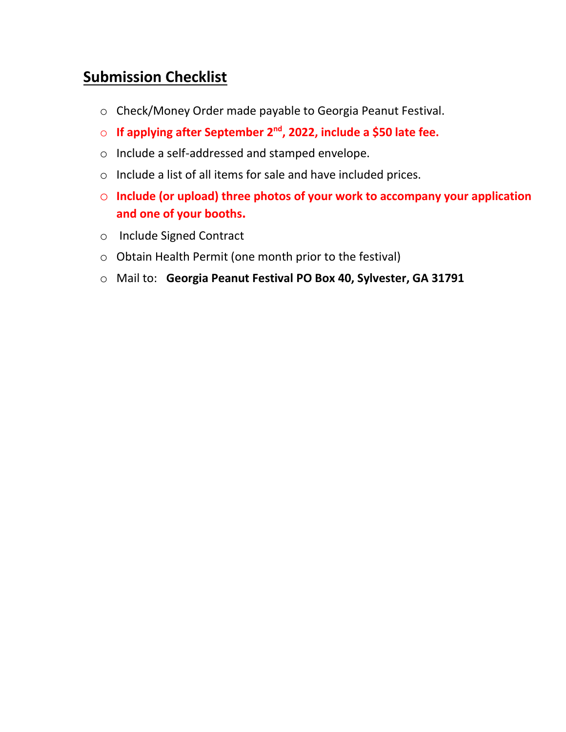## Submission Checklist

- Check/Money Order made payable to Georgia Peanut Festival.
- **If applying after September 2nd, 2022, include a $50 late fee.**
- Include a self-addressed and stamped envelope.
- Include a list of all items for sale and have included prices.
- **Include (or upload) three photos of your work to accompany your application and one of your booths.**
- Include Signed Contract
- Obtain Health Permit (one month prior to the festival)
- Mail to: **Georgia Peanut Festival PO Box 40, Sylvester, GA 31791**